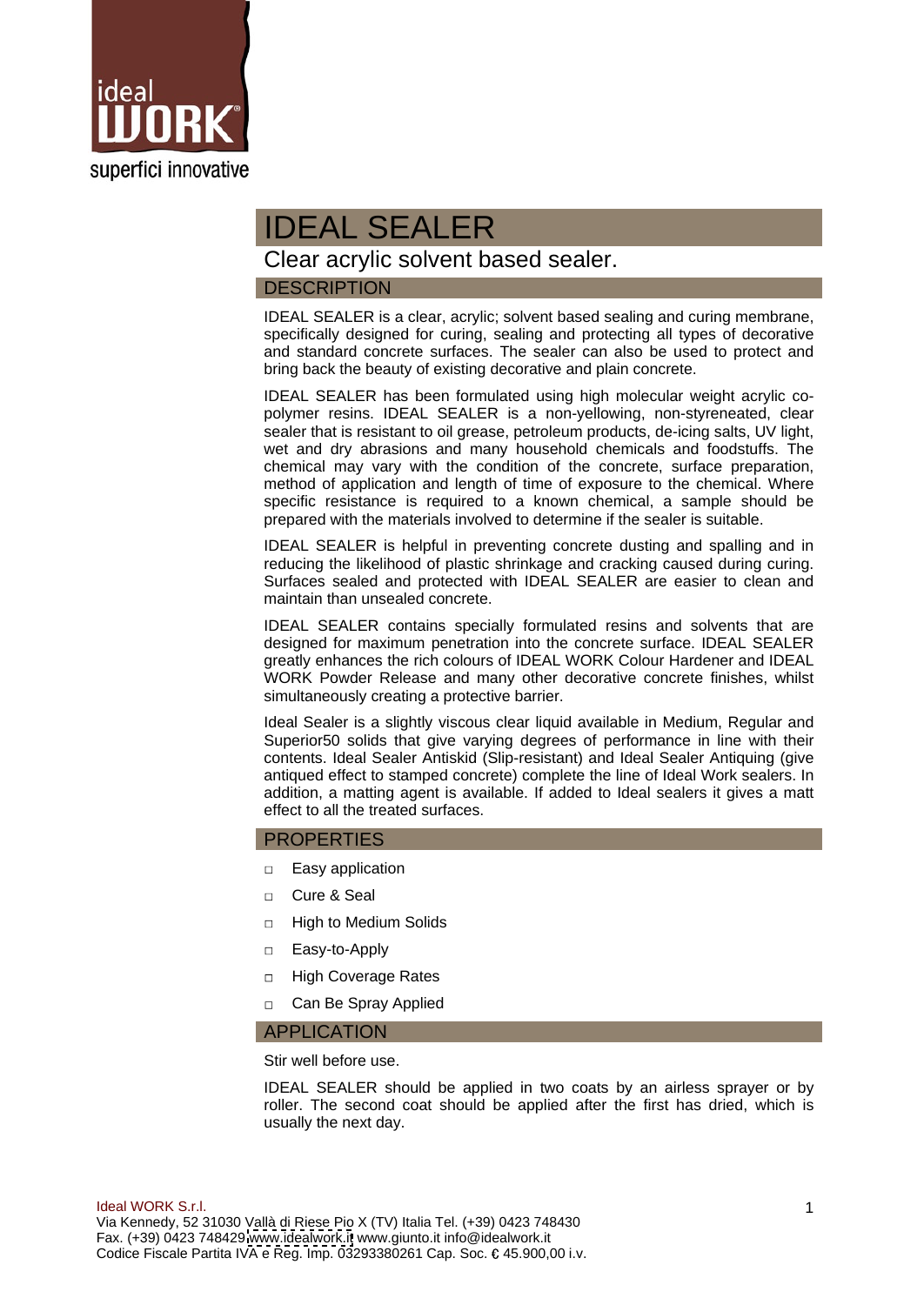ideal WORK

superfici innovative

# IDEAL SEALER

Clear acrylic solvent based sealer.

## DESCRIPTION

IDEAL SEALER is a clear, acrylic; solvent based sealing and curing membrane, specifically designed for curing, sealing and protecting all types of decorative and standard concrete surfaces. The sealer can also be used to protect and bring back the beauty of existing decorative and plain concrete.

IDEAL SEALER has been formulated using high molecular weight acrylic co-polymer resins. IDEAL SEALER is a non-yellowing, non-styreneated, clear sealer that is resistant to oil grease, petroleum products, de-icing salts, UV light, wet and dry abrasions and many household chemicals and foodstuffs. The chemical may vary with the condition of the concrete, surface preparation, method of application and length of time of exposure to the chemical. Where specific resistance is required to a known chemical, a sample should be prepared with the materials involved to determine if the sealer is suitable.

IDEAL SEALER is helpful in preventing concrete dusting and spalling and in reducing the likelihood of plastic shrinkage and cracking caused during curing. Surfaces sealed and protected with IDEAL SEALER are easier to clean and maintain than unsealed concrete.

IDEAL SEALER contains specially formulated resins and solvents that are designed for maximum penetration into the concrete surface. IDEAL SEALER greatly enhances the rich colours of IDEAL WORK Colour Hardener and IDEAL WORK Powder Release and many other decorative concrete finishes, whilst simultaneously creating a protective barrier.

Ideal Sealer is a slightly viscous clear liquid available in Medium, Regular and Superior50 solids that give varying degrees of performance in line with their contents. Ideal Sealer Antiskid (Slip-resistant) and Ideal Sealer Antiquing (give antiqued effect to stamped concrete) complete the line of Ideal Work sealers. In addition, a matting agent is available. If added to Ideal sealers it gives a matt effect to all the treated surfaces.

## PROPERTIES

- Easy application
- Cure & Seal
- High to Medium Solids
- Easy-to-Apply
- High Coverage Rates
- Can Be Spray Applied

## APPLICATION

Stir well before use.

IDEAL SEALER should be applied in two coats by an airless sprayer or by roller. The second coat should be applied after the first has dried, which is usually the next day.

Ideal WORK S.r.l.
Via Kennedy, 52 31030 Vallà di Riese Pio X (TV) Italia Tel. (+39) 0423 748430
Fax. (+39) 0423 748429 www.idealwork.it www.giunto.it info@idealwork.it
Codice Fiscale Partita IVA e Reg. Imp. 03293380261 Cap. Soc. € 45.900,00 i.v.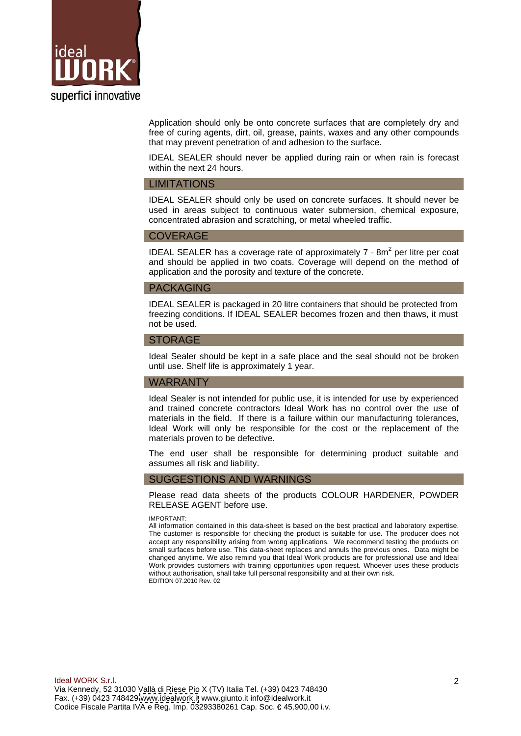Application should only be onto concrete surfaces that are completely dry and free of curing agents, dirt, oil, grease, paints, waxes and any other compounds that may prevent penetration of and adhesion to the surface.

IDEAL SEALER should never be applied during rain or when rain is forecast within the next 24 hours.

## LIMITATIONS

IDEAL SEALER should only be used on concrete surfaces. It should never be used in areas subject to continuous water submersion, chemical exposure, concentrated abrasion and scratching, or metal wheeled traffic.

## COVERAGE

IDEAL SEALER has a coverage rate of approximately 7 - 8m$^2$ per litre per coat and should be applied in two coats. Coverage will depend on the method of application and the porosity and texture of the concrete.

## PACKAGING

IDEAL SEALER is packaged in 20 litre containers that should be protected from freezing conditions. If IDEAL SEALER becomes frozen and then thaws, it must not be used.

## STORAGE

Ideal Sealer should be kept in a safe place and the seal should not be broken until use. Shelf life is approximately 1 year.

## WARRANTY

Ideal Sealer is not intended for public use, it is intended for use by experienced and trained concrete contractors Ideal Work has no control over the use of materials in the field. If there is a failure within our manufacturing tolerances, Ideal Work will only be responsible for the cost or the replacement of the materials proven to be defective.

The end user shall be responsible for determining product suitable and assumes all risk and liability.

## SUGGESTIONS AND WARNINGS

Please read data sheets of the products COLOUR HARDENER, POWDER RELEASE AGENT before use.

IMPORTANT:
All information contained in this data-sheet is based on the best practical and laboratory expertise. The customer is responsible for checking the product is suitable for use. The producer does not accept any responsibility arising from wrong applications. We recommend testing the products on small surfaces before use. This data-sheet replaces and annuls the previous ones. Data might be changed anytime. We also remind you that Ideal Work products are for professional use and Ideal Work provides customers with training opportunities upon request. Whoever uses these products without authorisation, shall take full personal responsibility and at their own risk.
EDITION 07.2010 Rev. 02

Ideal WORK S.r.l.
Via Kennedy, 52 31030 Vallà di Riese Pio X (TV) Italia Tel. (+39) 0423 748430
Fax. (+39) 0423 748429 www.idealwork.it www.giunto.it info@idealwork.it
Codice Fiscale Partita IVA e Reg. Imp. 03293380261 Cap. Soc. € 45.900,00 i.v.